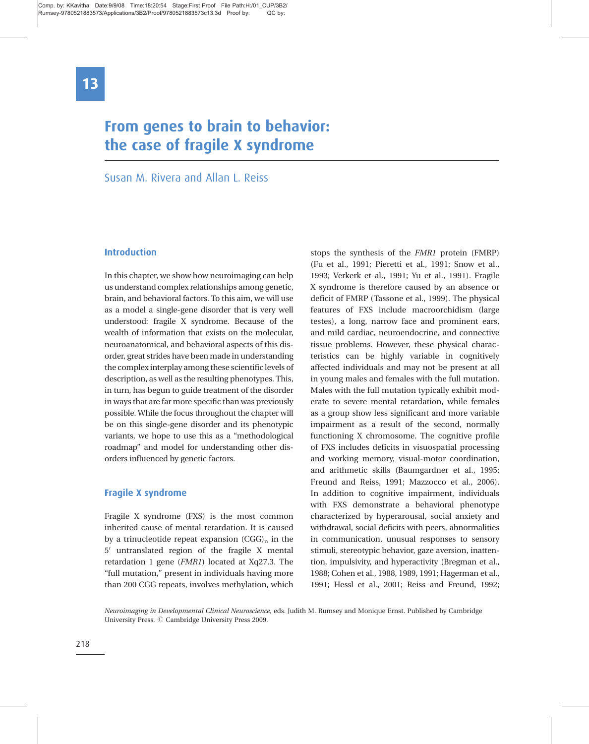# 13

# From genes to brain to behavior: the case of fragile X syndrome

Susan M. Rivera and Allan L. Reiss

## Introduction

In this chapter, we show how neuroimaging can help us understand complex relationships among genetic, brain, and behavioral factors. To this aim, we will use as a model a single-gene disorder that is very well understood: fragile X syndrome. Because of the wealth of information that exists on the molecular, neuroanatomical, and behavioral aspects of this disorder, great strides have been made in understanding the complex interplay among these scientific levels of description, as well as the resulting phenotypes. This, in turn, has begun to guide treatment of the disorder in ways that are far more specific than was previously possible. While the focus throughout the chapter will be on this single-gene disorder and its phenotypic variants, we hope to use this as a "methodological roadmap" and model for understanding other disorders influenced by genetic factors.

## Fragile X syndrome

Fragile X syndrome (FXS) is the most common inherited cause of mental retardation. It is caused by a trinucleotide repeat expansion $(CGG)_n$ in the 5′ untranslated region of the fragile X mental retardation 1 gene (*FMR1*) located at Xq27.3. The "full mutation," present in individuals having more than 200 CGG repeats, involves methylation, which stops the synthesis of the *FMR1* protein (FMRP) (Fu et al., 1991; Pieretti et al., 1991; Snow et al., 1993; Verkerk et al., 1991; Yu et al., 1991). Fragile X syndrome is therefore caused by an absence or deficit of FMRP (Tassone et al., 1999). The physical features of FXS include macroorchidism (large testes), a long, narrow face and prominent ears, and mild cardiac, neuroendocrine, and connective tissue problems. However, these physical characteristics can be highly variable in cognitively affected individuals and may not be present at all in young males and females with the full mutation. Males with the full mutation typically exhibit moderate to severe mental retardation, while females as a group show less significant and more variable impairment as a result of the second, normally functioning X chromosome. The cognitive profile of FXS includes deficits in visuospatial processing and working memory, visual-motor coordination, and arithmetic skills (Baumgardner et al., 1995; Freund and Reiss, 1991; Mazzocco et al., 2006). In addition to cognitive impairment, individuals with FXS demonstrate a behavioral phenotype characterized by hyperarousal, social anxiety and withdrawal, social deficits with peers, abnormalities in communication, unusual responses to sensory stimuli, stereotypic behavior, gaze aversion, inattention, impulsivity, and hyperactivity (Bregman et al., 1988; Cohen et al., 1988, 1989, 1991; Hagerman et al., 1991; Hessl et al., 2001; Reiss and Freund, 1992;

*Neuroimaging in Developmental Clinical Neuroscience*, eds. Judith M. Rumsey and Monique Ernst. Published by Cambridge University Press. © Cambridge University Press 2009.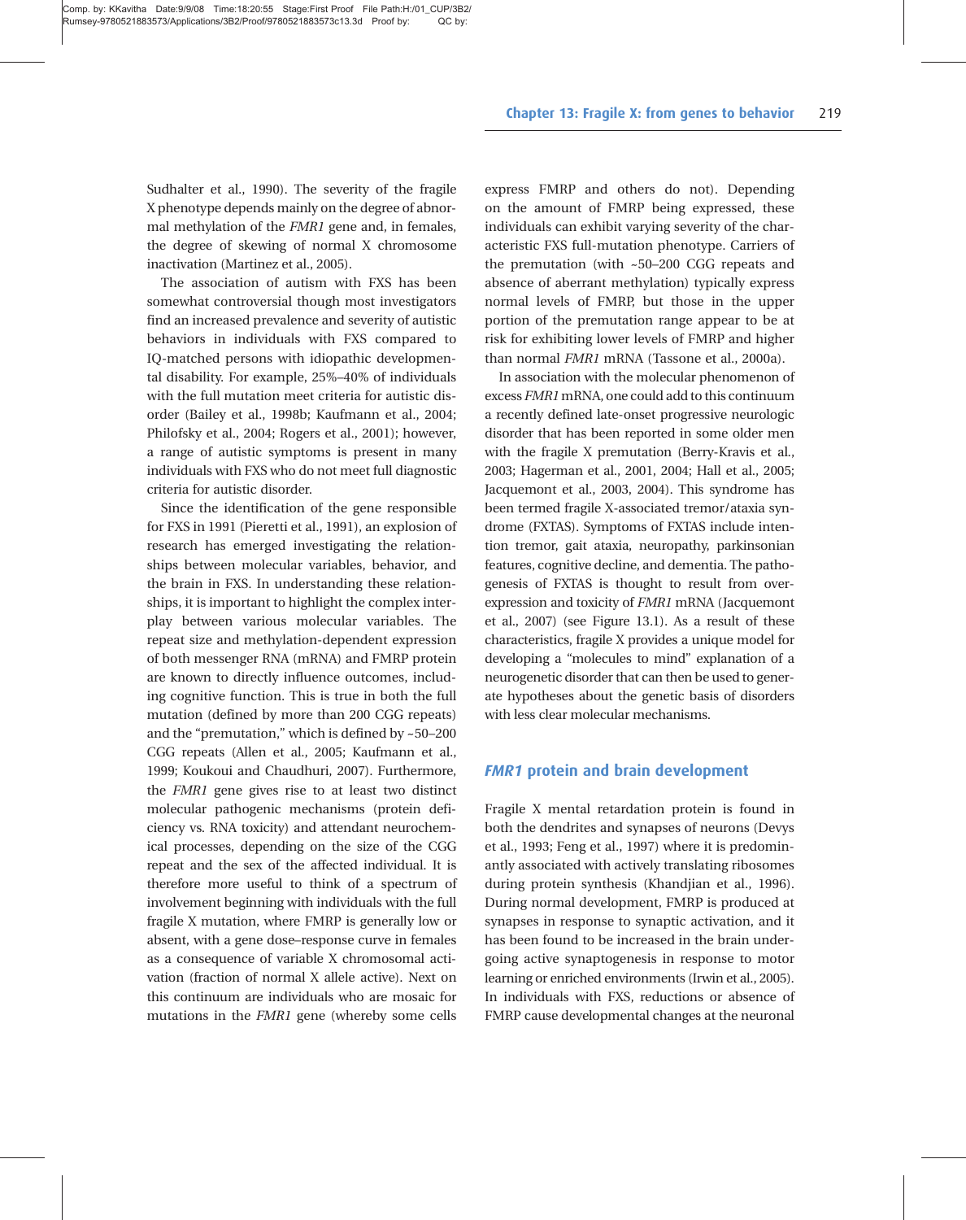Sudhalter et al., 1990). The severity of the fragile X phenotype depends mainly on the degree of abnormal methylation of the *FMR1* gene and, in females, the degree of skewing of normal X chromosome inactivation (Martinez et al., 2005).

The association of autism with FXS has been somewhat controversial though most investigators find an increased prevalence and severity of autistic behaviors in individuals with FXS compared to IQ-matched persons with idiopathic developmental disability. For example, 25%–40% of individuals with the full mutation meet criteria for autistic disorder (Bailey et al., 1998b; Kaufmann et al., 2004; Philofsky et al., 2004; Rogers et al., 2001); however, a range of autistic symptoms is present in many individuals with FXS who do not meet full diagnostic criteria for autistic disorder.

Since the identification of the gene responsible for FXS in 1991 (Pieretti et al., 1991), an explosion of research has emerged investigating the relationships between molecular variables, behavior, and the brain in FXS. In understanding these relationships, it is important to highlight the complex interplay between various molecular variables. The repeat size and methylation-dependent expression of both messenger RNA (mRNA) and FMRP protein are known to directly influence outcomes, including cognitive function. This is true in both the full mutation (defined by more than 200 CGG repeats) and the "premutation," which is defined by ~50–200 CGG repeats (Allen et al., 2005; Kaufmann et al., 1999; Koukoui and Chaudhuri, 2007). Furthermore, the *FMR1* gene gives rise to at least two distinct molecular pathogenic mechanisms (protein deficiency vs. RNA toxicity) and attendant neurochemical processes, depending on the size of the CGG repeat and the sex of the affected individual. It is therefore more useful to think of a spectrum of involvement beginning with individuals with the full fragile X mutation, where FMRP is generally low or absent, with a gene dose–response curve in females as a consequence of variable X chromosomal activation (fraction of normal X allele active). Next on this continuum are individuals who are mosaic for mutations in the *FMR1* gene (whereby some cells express FMRP and others do not). Depending on the amount of FMRP being expressed, these individuals can exhibit varying severity of the characteristic FXS full-mutation phenotype. Carriers of the premutation (with ~50–200 CGG repeats and absence of aberrant methylation) typically express normal levels of FMRP, but those in the upper portion of the premutation range appear to be at risk for exhibiting lower levels of FMRP and higher than normal *FMR1* mRNA (Tassone et al., 2000a).

In association with the molecular phenomenon of excess *FMR1* mRNA, one could add to this continuum a recently defined late-onset progressive neurologic disorder that has been reported in some older men with the fragile X premutation (Berry-Kravis et al., 2003; Hagerman et al., 2001, 2004; Hall et al., 2005; Jacquemont et al., 2003, 2004). This syndrome has been termed fragile X-associated tremor/ataxia syndrome (FXTAS). Symptoms of FXTAS include intention tremor, gait ataxia, neuropathy, parkinsonian features, cognitive decline, and dementia. The pathogenesis of FXTAS is thought to result from overexpression and toxicity of *FMR1* mRNA (Jacquemont et al., 2007) (see Figure 13.1). As a result of these characteristics, fragile X provides a unique model for developing a "molecules to mind" explanation of a neurogenetic disorder that can then be used to generate hypotheses about the genetic basis of disorders with less clear molecular mechanisms.

## *FMR1* protein and brain development

Fragile X mental retardation protein is found in both the dendrites and synapses of neurons (Devys et al., 1993; Feng et al., 1997) where it is predominantly associated with actively translating ribosomes during protein synthesis (Khandjian et al., 1996). During normal development, FMRP is produced at synapses in response to synaptic activation, and it has been found to be increased in the brain undergoing active synaptogenesis in response to motor learning or enriched environments (Irwin et al., 2005). In individuals with FXS, reductions or absence of FMRP cause developmental changes at the neuronal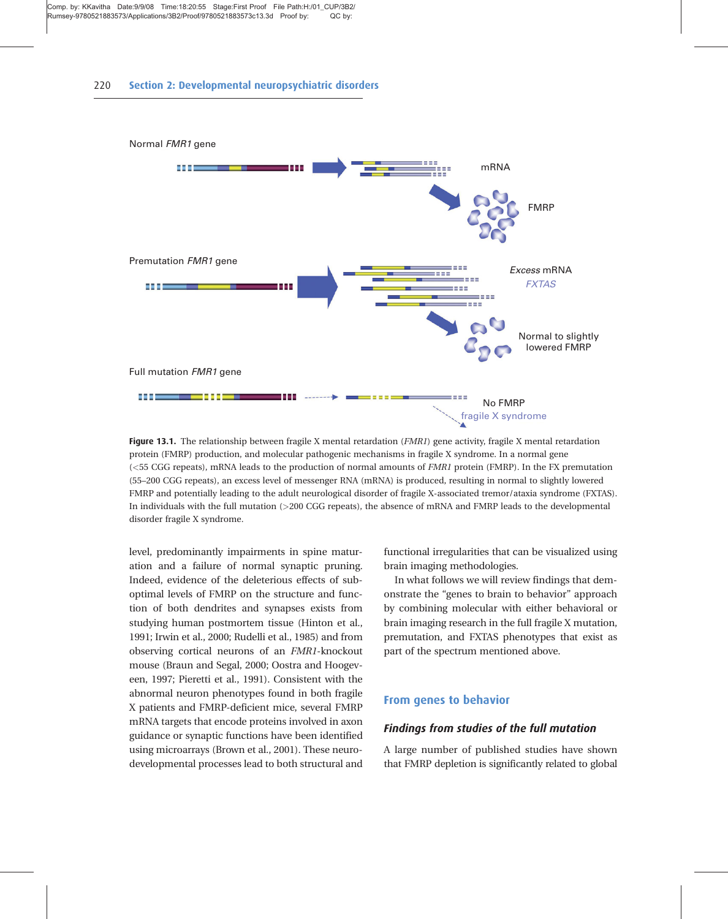Normal *FMR1* gene

mRNA

FMRP

Premutation *FMR1* gene

*Excess* mRNA

*FXTAS*

Normal to slightly lowered FMRP

Full mutation *FMR1* gene

No FMRP

fragile X syndrome

**Figure 13.1.** The relationship between fragile X mental retardation (*FMR1*) gene activity, fragile X mental retardation protein (FMRP) production, and molecular pathogenic mechanisms in fragile X syndrome. In a normal gene (<55 CGG repeats), mRNA leads to the production of normal amounts of *FMR1* protein (FMRP). In the FX premutation (55–200 CGG repeats), an excess level of messenger RNA (mRNA) is produced, resulting in normal to slightly lowered FMRP and potentially leading to the adult neurological disorder of fragile X-associated tremor/ataxia syndrome (FXTAS). In individuals with the full mutation (>200 CGG repeats), the absence of mRNA and FMRP leads to the developmental disorder fragile X syndrome.

level, predominantly impairments in spine maturation and a failure of normal synaptic pruning. Indeed, evidence of the deleterious effects of suboptimal levels of FMRP on the structure and function of both dendrites and synapses exists from studying human postmortem tissue (Hinton et al., 1991; Irwin et al., 2000; Rudelli et al., 1985) and from observing cortical neurons of an *FMR1*-knockout mouse (Braun and Segal, 2000; Oostra and Hoogeveen, 1997; Pieretti et al., 1991). Consistent with the abnormal neuron phenotypes found in both fragile X patients and FMRP-deficient mice, several FMRP mRNA targets that encode proteins involved in axon guidance or synaptic functions have been identified using microarrays (Brown et al., 2001). These neurodevelopmental processes lead to both structural and functional irregularities that can be visualized using brain imaging methodologies.

In what follows we will review findings that demonstrate the "genes to brain to behavior" approach by combining molecular with either behavioral or brain imaging research in the full fragile X mutation, premutation, and FXTAS phenotypes that exist as part of the spectrum mentioned above.

## From genes to behavior

### *Findings from studies of the full mutation*

A large number of published studies have shown that FMRP depletion is significantly related to global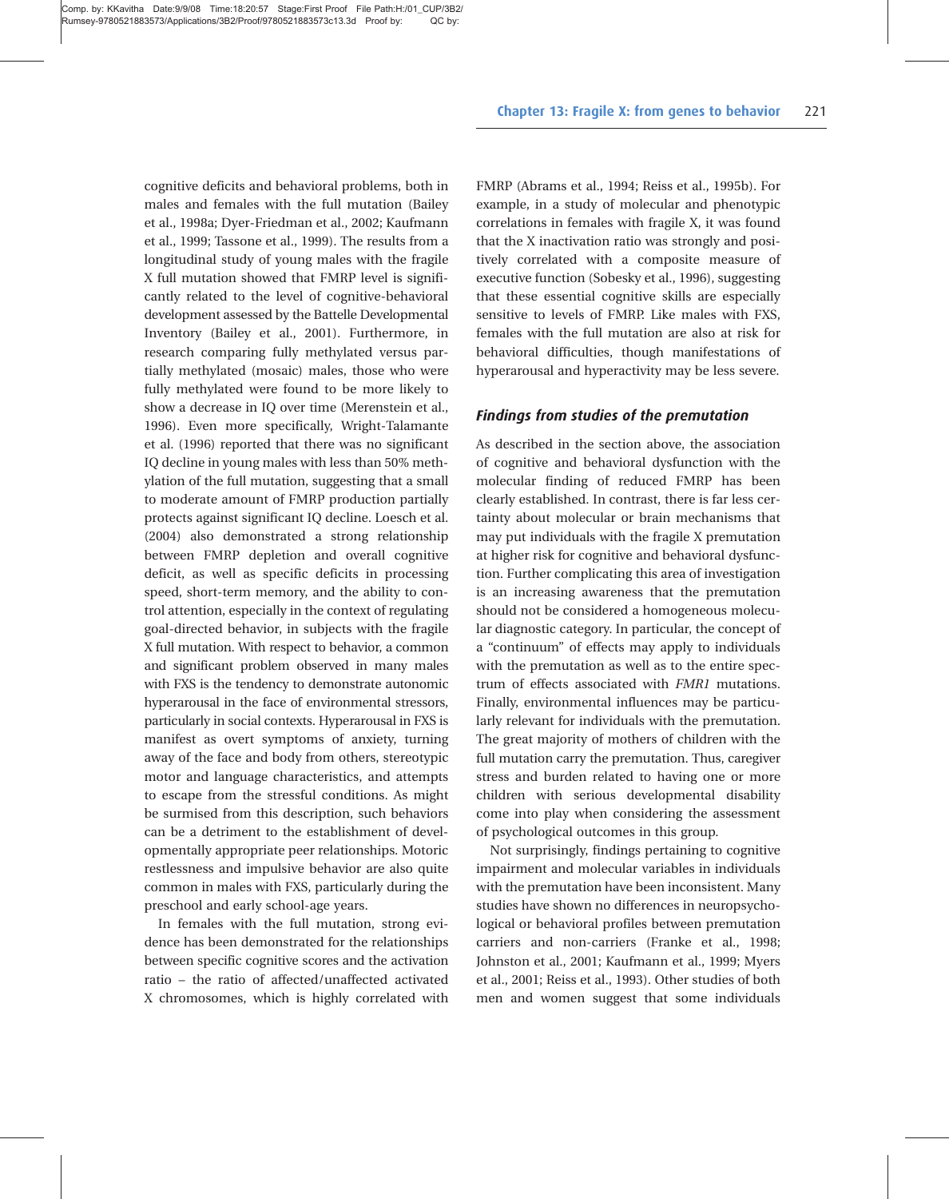cognitive deficits and behavioral problems, both in males and females with the full mutation (Bailey et al., 1998a; Dyer-Friedman et al., 2002; Kaufmann et al., 1999; Tassone et al., 1999). The results from a longitudinal study of young males with the fragile X full mutation showed that FMRP level is significantly related to the level of cognitive-behavioral development assessed by the Battelle Developmental Inventory (Bailey et al., 2001). Furthermore, in research comparing fully methylated versus partially methylated (mosaic) males, those who were fully methylated were found to be more likely to show a decrease in IQ over time (Merenstein et al., 1996). Even more specifically, Wright-Talamante et al. (1996) reported that there was no significant IQ decline in young males with less than 50% methylation of the full mutation, suggesting that a small to moderate amount of FMRP production partially protects against significant IQ decline. Loesch et al. (2004) also demonstrated a strong relationship between FMRP depletion and overall cognitive deficit, as well as specific deficits in processing speed, short-term memory, and the ability to control attention, especially in the context of regulating goal-directed behavior, in subjects with the fragile X full mutation. With respect to behavior, a common and significant problem observed in many males with FXS is the tendency to demonstrate autonomic hyperarousal in the face of environmental stressors, particularly in social contexts. Hyperarousal in FXS is manifest as overt symptoms of anxiety, turning away of the face and body from others, stereotypic motor and language characteristics, and attempts to escape from the stressful conditions. As might be surmised from this description, such behaviors can be a detriment to the establishment of developmentally appropriate peer relationships. Motoric restlessness and impulsive behavior are also quite common in males with FXS, particularly during the preschool and early school-age years.

In females with the full mutation, strong evidence has been demonstrated for the relationships between specific cognitive scores and the activation ratio – the ratio of affected/unaffected activated X chromosomes, which is highly correlated with FMRP (Abrams et al., 1994; Reiss et al., 1995b). For example, in a study of molecular and phenotypic correlations in females with fragile X, it was found that the X inactivation ratio was strongly and positively correlated with a composite measure of executive function (Sobesky et al., 1996), suggesting that these essential cognitive skills are especially sensitive to levels of FMRP. Like males with FXS, females with the full mutation are also at risk for behavioral difficulties, though manifestations of hyperarousal and hyperactivity may be less severe.

### Findings from studies of the premutation

As described in the section above, the association of cognitive and behavioral dysfunction with the molecular finding of reduced FMRP has been clearly established. In contrast, there is far less certainty about molecular or brain mechanisms that may put individuals with the fragile X premutation at higher risk for cognitive and behavioral dysfunction. Further complicating this area of investigation is an increasing awareness that the premutation should not be considered a homogeneous molecular diagnostic category. In particular, the concept of a "continuum" of effects may apply to individuals with the premutation as well as to the entire spectrum of effects associated with *FMR1* mutations. Finally, environmental influences may be particularly relevant for individuals with the premutation. The great majority of mothers of children with the full mutation carry the premutation. Thus, caregiver stress and burden related to having one or more children with serious developmental disability come into play when considering the assessment of psychological outcomes in this group.

Not surprisingly, findings pertaining to cognitive impairment and molecular variables in individuals with the premutation have been inconsistent. Many studies have shown no differences in neuropsychological or behavioral profiles between premutation carriers and non-carriers (Franke et al., 1998; Johnston et al., 2001; Kaufmann et al., 1999; Myers et al., 2001; Reiss et al., 1993). Other studies of both men and women suggest that some individuals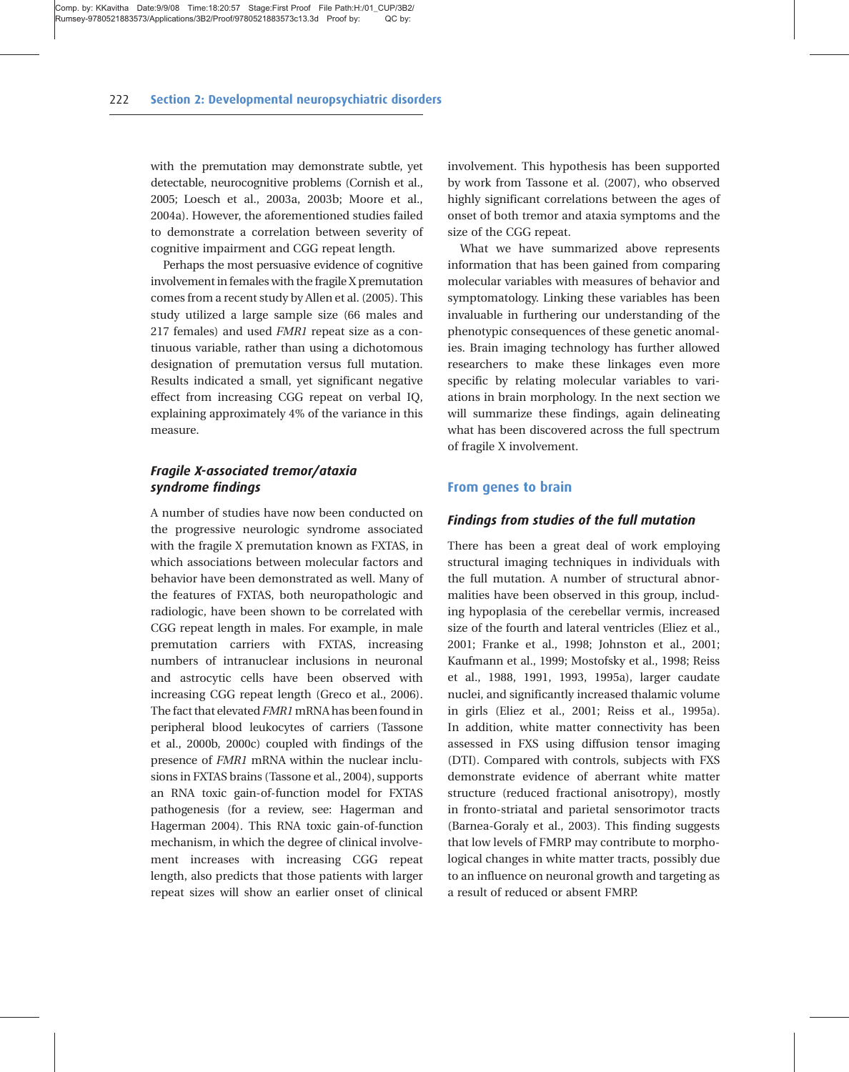with the premutation may demonstrate subtle, yet detectable, neurocognitive problems (Cornish et al., 2005; Loesch et al., 2003a, 2003b; Moore et al., 2004a). However, the aforementioned studies failed to demonstrate a correlation between severity of cognitive impairment and CGG repeat length.

Perhaps the most persuasive evidence of cognitive involvement in females with the fragile X premutation comes from a recent study by Allen et al. (2005). This study utilized a large sample size (66 males and 217 females) and used *FMR1* repeat size as a continuous variable, rather than using a dichotomous designation of premutation versus full mutation. Results indicated a small, yet significant negative effect from increasing CGG repeat on verbal IQ, explaining approximately 4% of the variance in this measure.

### *Fragile X-associated tremor/ataxia syndrome findings*

A number of studies have now been conducted on the progressive neurologic syndrome associated with the fragile X premutation known as FXTAS, in which associations between molecular factors and behavior have been demonstrated as well. Many of the features of FXTAS, both neuropathologic and radiologic, have been shown to be correlated with CGG repeat length in males. For example, in male premutation carriers with FXTAS, increasing numbers of intranuclear inclusions in neuronal and astrocytic cells have been observed with increasing CGG repeat length (Greco et al., 2006). The fact that elevated *FMR1* mRNA has been found in peripheral blood leukocytes of carriers (Tassone et al., 2000b, 2000c) coupled with findings of the presence of *FMR1* mRNA within the nuclear inclusions in FXTAS brains (Tassone et al., 2004), supports an RNA toxic gain-of-function model for FXTAS pathogenesis (for a review, see: Hagerman and Hagerman 2004). This RNA toxic gain-of-function mechanism, in which the degree of clinical involvement increases with increasing CGG repeat length, also predicts that those patients with larger repeat sizes will show an earlier onset of clinical involvement. This hypothesis has been supported by work from Tassone et al. (2007), who observed highly significant correlations between the ages of onset of both tremor and ataxia symptoms and the size of the CGG repeat.

What we have summarized above represents information that has been gained from comparing molecular variables with measures of behavior and symptomatology. Linking these variables has been invaluable in furthering our understanding of the phenotypic consequences of these genetic anomalies. Brain imaging technology has further allowed researchers to make these linkages even more specific by relating molecular variables to variations in brain morphology. In the next section we will summarize these findings, again delineating what has been discovered across the full spectrum of fragile X involvement.

## From genes to brain

### *Findings from studies of the full mutation*

There has been a great deal of work employing structural imaging techniques in individuals with the full mutation. A number of structural abnormalities have been observed in this group, including hypoplasia of the cerebellar vermis, increased size of the fourth and lateral ventricles (Eliez et al., 2001; Franke et al., 1998; Johnston et al., 2001; Kaufmann et al., 1999; Mostofsky et al., 1998; Reiss et al., 1988, 1991, 1993, 1995a), larger caudate nuclei, and significantly increased thalamic volume in girls (Eliez et al., 2001; Reiss et al., 1995a). In addition, white matter connectivity has been assessed in FXS using diffusion tensor imaging (DTI). Compared with controls, subjects with FXS demonstrate evidence of aberrant white matter structure (reduced fractional anisotropy), mostly in fronto-striatal and parietal sensorimotor tracts (Barnea-Goraly et al., 2003). This finding suggests that low levels of FMRP may contribute to morphological changes in white matter tracts, possibly due to an influence on neuronal growth and targeting as a result of reduced or absent FMRP.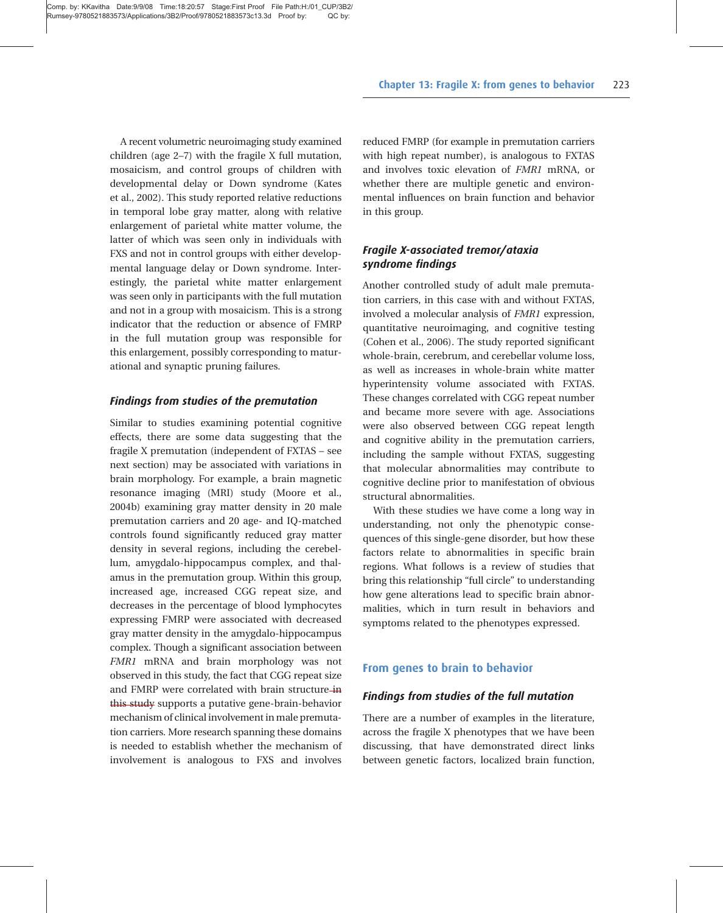A recent volumetric neuroimaging study examined children (age 2–7) with the fragile X full mutation, mosaicism, and control groups of children with developmental delay or Down syndrome (Kates et al., 2002). This study reported relative reductions in temporal lobe gray matter, along with relative enlargement of parietal white matter volume, the latter of which was seen only in individuals with FXS and not in control groups with either developmental language delay or Down syndrome. Interestingly, the parietal white matter enlargement was seen only in participants with the full mutation and not in a group with mosaicism. This is a strong indicator that the reduction or absence of FMRP in the full mutation group was responsible for this enlargement, possibly corresponding to maturational and synaptic pruning failures.

### *Findings from studies of the premutation*

Similar to studies examining potential cognitive effects, there are some data suggesting that the fragile X premutation (independent of FXTAS – see next section) may be associated with variations in brain morphology. For example, a brain magnetic resonance imaging (MRI) study (Moore et al., 2004b) examining gray matter density in 20 male premutation carriers and 20 age- and IQ-matched controls found significantly reduced gray matter density in several regions, including the cerebellum, amygdalo-hippocampus complex, and thalamus in the premutation group. Within this group, increased age, increased CGG repeat size, and decreases in the percentage of blood lymphocytes expressing FMRP were associated with decreased gray matter density in the amygdalo-hippocampus complex. Though a significant association between *FMR1* mRNA and brain morphology was not observed in this study, the fact that CGG repeat size and FMRP were correlated with brain structure ~~in this study~~ supports a putative gene-brain-behavior mechanism of clinical involvement in male premutation carriers. More research spanning these domains is needed to establish whether the mechanism of involvement is analogous to FXS and involves reduced FMRP (for example in premutation carriers with high repeat number), is analogous to FXTAS and involves toxic elevation of *FMR1* mRNA, or whether there are multiple genetic and environmental influences on brain function and behavior in this group.

### *Fragile X-associated tremor/ataxia syndrome findings*

Another controlled study of adult male premutation carriers, in this case with and without FXTAS, involved a molecular analysis of *FMR1* expression, quantitative neuroimaging, and cognitive testing (Cohen et al., 2006). The study reported significant whole-brain, cerebrum, and cerebellar volume loss, as well as increases in whole-brain white matter hyperintensity volume associated with FXTAS. These changes correlated with CGG repeat number and became more severe with age. Associations were also observed between CGG repeat length and cognitive ability in the premutation carriers, including the sample without FXTAS, suggesting that molecular abnormalities may contribute to cognitive decline prior to manifestation of obvious structural abnormalities.

With these studies we have come a long way in understanding, not only the phenotypic consequences of this single-gene disorder, but how these factors relate to abnormalities in specific brain regions. What follows is a review of studies that bring this relationship "full circle" to understanding how gene alterations lead to specific brain abnormalities, which in turn result in behaviors and symptoms related to the phenotypes expressed.

## From genes to brain to behavior

### *Findings from studies of the full mutation*

There are a number of examples in the literature, across the fragile X phenotypes that we have been discussing, that have demonstrated direct links between genetic factors, localized brain function,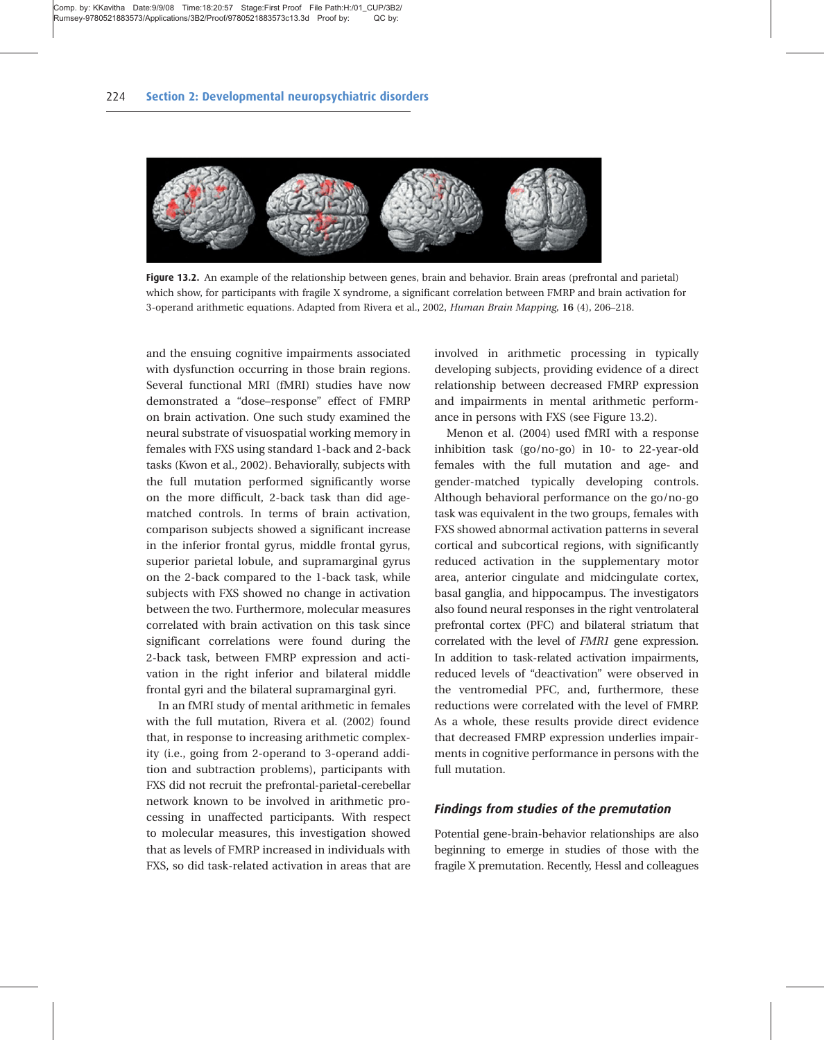**Figure 13.2.** An example of the relationship between genes, brain and behavior. Brain areas (prefrontal and parietal) which show, for participants with fragile X syndrome, a significant correlation between FMRP and brain activation for 3-operand arithmetic equations. Adapted from Rivera et al., 2002, *Human Brain Mapping,* **16** (4), 206–218.

and the ensuing cognitive impairments associated with dysfunction occurring in those brain regions. Several functional MRI (fMRI) studies have now demonstrated a "dose–response" effect of FMRP on brain activation. One such study examined the neural substrate of visuospatial working memory in females with FXS using standard 1-back and 2-back tasks (Kwon et al., 2002). Behaviorally, subjects with the full mutation performed significantly worse on the more difficult, 2-back task than did age-matched controls. In terms of brain activation, comparison subjects showed a significant increase in the inferior frontal gyrus, middle frontal gyrus, superior parietal lobule, and supramarginal gyrus on the 2-back compared to the 1-back task, while subjects with FXS showed no change in activation between the two. Furthermore, molecular measures correlated with brain activation on this task since significant correlations were found during the 2-back task, between FMRP expression and activation in the right inferior and bilateral middle frontal gyri and the bilateral supramarginal gyri.

In an fMRI study of mental arithmetic in females with the full mutation, Rivera et al. (2002) found that, in response to increasing arithmetic complexity (i.e., going from 2-operand to 3-operand addition and subtraction problems), participants with FXS did not recruit the prefrontal-parietal-cerebellar network known to be involved in arithmetic processing in unaffected participants. With respect to molecular measures, this investigation showed that as levels of FMRP increased in individuals with FXS, so did task-related activation in areas that are involved in arithmetic processing in typically developing subjects, providing evidence of a direct relationship between decreased FMRP expression and impairments in mental arithmetic performance in persons with FXS (see Figure 13.2).

Menon et al. (2004) used fMRI with a response inhibition task (go/no-go) in 10- to 22-year-old females with the full mutation and age- and gender-matched typically developing controls. Although behavioral performance on the go/no-go task was equivalent in the two groups, females with FXS showed abnormal activation patterns in several cortical and subcortical regions, with significantly reduced activation in the supplementary motor area, anterior cingulate and midcingulate cortex, basal ganglia, and hippocampus. The investigators also found neural responses in the right ventrolateral prefrontal cortex (PFC) and bilateral striatum that correlated with the level of *FMR1* gene expression. In addition to task-related activation impairments, reduced levels of "deactivation" were observed in the ventromedial PFC, and, furthermore, these reductions were correlated with the level of FMRP. As a whole, these results provide direct evidence that decreased FMRP expression underlies impairments in cognitive performance in persons with the full mutation.

### *Findings from studies of the premutation*

Potential gene-brain-behavior relationships are also beginning to emerge in studies of those with the fragile X premutation. Recently, Hessl and colleagues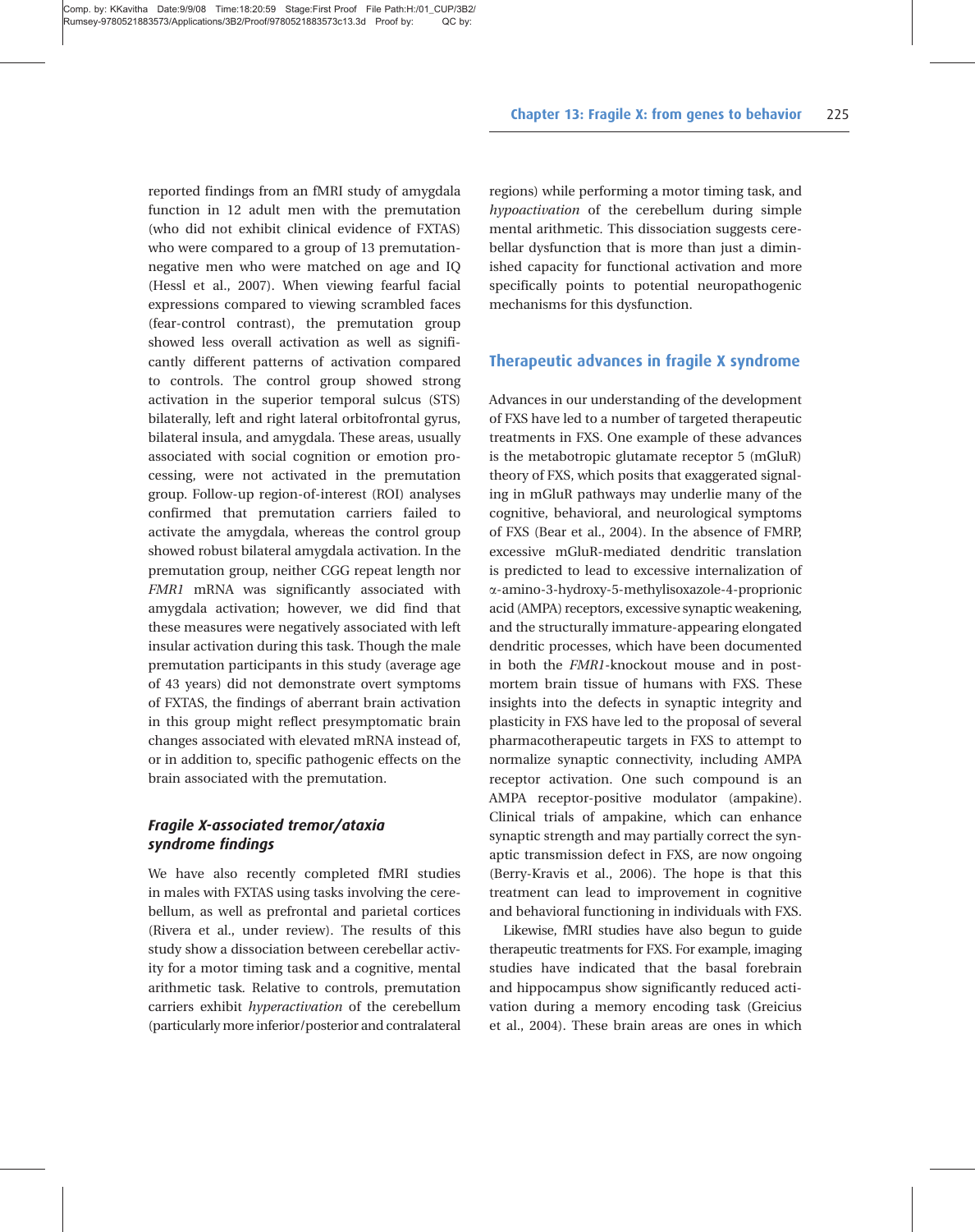reported findings from an fMRI study of amygdala function in 12 adult men with the premutation (who did not exhibit clinical evidence of FXTAS) who were compared to a group of 13 premutation-negative men who were matched on age and IQ (Hessl et al., 2007). When viewing fearful facial expressions compared to viewing scrambled faces (fear-control contrast), the premutation group showed less overall activation as well as significantly different patterns of activation compared to controls. The control group showed strong activation in the superior temporal sulcus (STS) bilaterally, left and right lateral orbitofrontal gyrus, bilateral insula, and amygdala. These areas, usually associated with social cognition or emotion processing, were not activated in the premutation group. Follow-up region-of-interest (ROI) analyses confirmed that premutation carriers failed to activate the amygdala, whereas the control group showed robust bilateral amygdala activation. In the premutation group, neither CGG repeat length nor *FMR1* mRNA was significantly associated with amygdala activation; however, we did find that these measures were negatively associated with left insular activation during this task. Though the male premutation participants in this study (average age of 43 years) did not demonstrate overt symptoms of FXTAS, the findings of aberrant brain activation in this group might reflect presymptomatic brain changes associated with elevated mRNA instead of, or in addition to, specific pathogenic effects on the brain associated with the premutation.

### *Fragile X-associated tremor/ataxia syndrome findings*

We have also recently completed fMRI studies in males with FXTAS using tasks involving the cerebellum, as well as prefrontal and parietal cortices (Rivera et al., under review). The results of this study show a dissociation between cerebellar activity for a motor timing task and a cognitive, mental arithmetic task. Relative to controls, premutation carriers exhibit *hyperactivation* of the cerebellum (particularly more inferior/posterior and contralateral regions) while performing a motor timing task, and *hypoactivation* of the cerebellum during simple mental arithmetic. This dissociation suggests cerebellar dysfunction that is more than just a diminished capacity for functional activation and more specifically points to potential neuropathogenic mechanisms for this dysfunction.

## Therapeutic advances in fragile X syndrome

Advances in our understanding of the development of FXS have led to a number of targeted therapeutic treatments in FXS. One example of these advances is the metabotropic glutamate receptor 5 (mGluR) theory of FXS, which posits that exaggerated signaling in mGluR pathways may underlie many of the cognitive, behavioral, and neurological symptoms of FXS (Bear et al., 2004). In the absence of FMRP, excessive mGluR-mediated dendritic translation is predicted to lead to excessive internalization of α-amino-3-hydroxy-5-methylisoxazole-4-proprionic acid (AMPA) receptors, excessive synaptic weakening, and the structurally immature-appearing elongated dendritic processes, which have been documented in both the *FMR1*-knockout mouse and in postmortem brain tissue of humans with FXS. These insights into the defects in synaptic integrity and plasticity in FXS have led to the proposal of several pharmacotherapeutic targets in FXS to attempt to normalize synaptic connectivity, including AMPA receptor activation. One such compound is an AMPA receptor-positive modulator (ampakine). Clinical trials of ampakine, which can enhance synaptic strength and may partially correct the synaptic transmission defect in FXS, are now ongoing (Berry-Kravis et al., 2006). The hope is that this treatment can lead to improvement in cognitive and behavioral functioning in individuals with FXS.

Likewise, fMRI studies have also begun to guide therapeutic treatments for FXS. For example, imaging studies have indicated that the basal forebrain and hippocampus show significantly reduced activation during a memory encoding task (Greicius et al., 2004). These brain areas are ones in which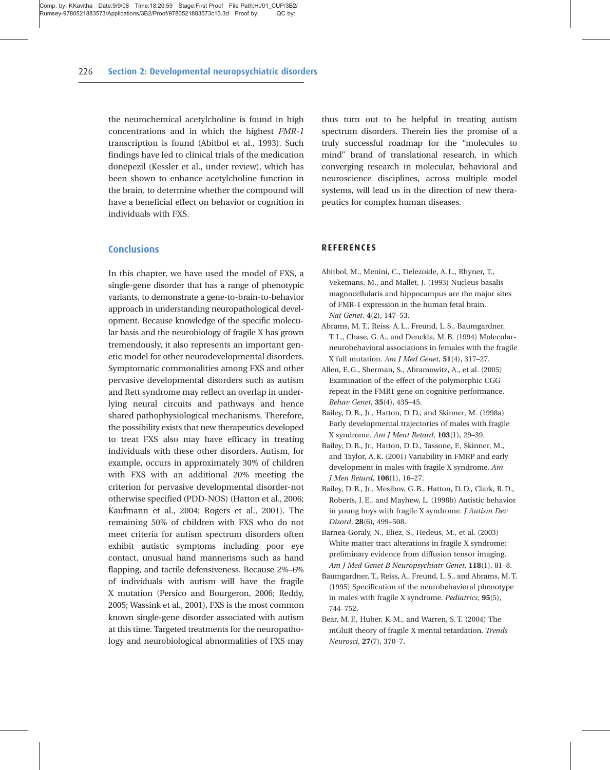the neurochemical acetylcholine is found in high concentrations and in which the highest *FMR-1* transcription is found (Abitbol et al., 1993). Such findings have led to clinical trials of the medication donepezil (Kessler et al., under review), which has been shown to enhance acetylcholine function in the brain, to determine whether the compound will have a beneficial effect on behavior or cognition in individuals with FXS.

## Conclusions

In this chapter, we have used the model of FXS, a single-gene disorder that has a range of phenotypic variants, to demonstrate a gene-to-brain-to-behavior approach in understanding neuropathological development. Because knowledge of the specific molecular basis and the neurobiology of fragile X has grown tremendously, it also represents an important genetic model for other neurodevelopmental disorders. Symptomatic commonalities among FXS and other pervasive developmental disorders such as autism and Rett syndrome may reflect an overlap in underlying neural circuits and pathways and hence shared pathophysiological mechanisms. Therefore, the possibility exists that new therapeutics developed to treat FXS also may have efficacy in treating individuals with these other disorders. Autism, for example, occurs in approximately 30% of children with FXS with an additional 20% meeting the criterion for pervasive developmental disorder-not otherwise specified (PDD-NOS) (Hatton et al., 2006; Kaufmann et al., 2004; Rogers et al., 2001). The remaining 50% of children with FXS who do not meet criteria for autism spectrum disorders often exhibit autistic symptoms including poor eye contact, unusual hand mannerisms such as hand flapping, and tactile defensiveness. Because 2%–6% of individuals with autism will have the fragile X mutation (Persico and Bourgeron, 2006; Reddy, 2005; Wassink et al., 2001), FXS is the most common known single-gene disorder associated with autism at this time. Targeted treatments for the neuropathology and neurobiological abnormalities of FXS may thus turn out to be helpful in treating autism spectrum disorders. Therein lies the promise of a truly successful roadmap for the "molecules to mind" brand of translational research, in which converging research in molecular, behavioral and neuroscience disciplines, across multiple model systems, will lead us in the direction of new therapeutics for complex human diseases.

## REFERENCES

Abitbol, M., Menini, C., Delezoide, A. L., Rhyner, T., Vekemans, M., and Mallet, J. (1993) Nucleus basalis magnocellularis and hippocampus are the major sites of FMR-1 expression in the human fetal brain. *Nat Genet*, **4**(2), 147–53.

Abrams, M. T., Reiss, A. L., Freund, L. S., Baumgardner, T. L., Chase, G. A., and Denckla, M. B. (1994) Molecular-neurobehavioral associations in females with the fragile X full mutation. *Am J Med Genet*, **51**(4), 317–27.

Allen, E. G., Sherman, S., Abramowitz, A., et al. (2005) Examination of the effect of the polymorphic CGG repeat in the FMR1 gene on cognitive performance. *Behav Genet*, **35**(4), 435–45.

Bailey, D. B., Jr., Hatton, D. D., and Skinner, M. (1998a) Early developmental trajectories of males with fragile X syndrome. *Am J Ment Retard*, **103**(1), 29–39.

Bailey, D. B., Jr., Hatton, D. D., Tassone, F., Skinner, M., and Taylor, A. K. (2001) Variability in FMRP and early development in males with fragile X syndrome. *Am J Men Retard*, **106**(1), 16–27.

Bailey, D. B., Jr., Mesibov, G. B., Hatton, D. D., Clark, R. D., Roberts, J. E., and Mayhew, L. (1998b) Autistic behavior in young boys with fragile X syndrome. *J Autism Dev Disord*, **28**(6), 499–508.

Barnea-Goraly, N., Eliez, S., Hedeus, M., et al. (2003) White matter tract alterations in fragile X syndrome: preliminary evidence from diffusion tensor imaging. *Am J Med Genet B Neuropsychiatr Genet*, **118**(1), 81–8.

Baumgardner, T., Reiss, A., Freund, L. S., and Abrams, M. T. (1995) Specification of the neurobehavioral phenotype in males with fragile X syndrome. *Pediatrics*, **95**(5), 744–752.

Bear, M. F., Huber, K. M., and Warren, S. T. (2004) The mGluR theory of fragile X mental retardation. *Trends Neurosci*, **27**(7), 370–7.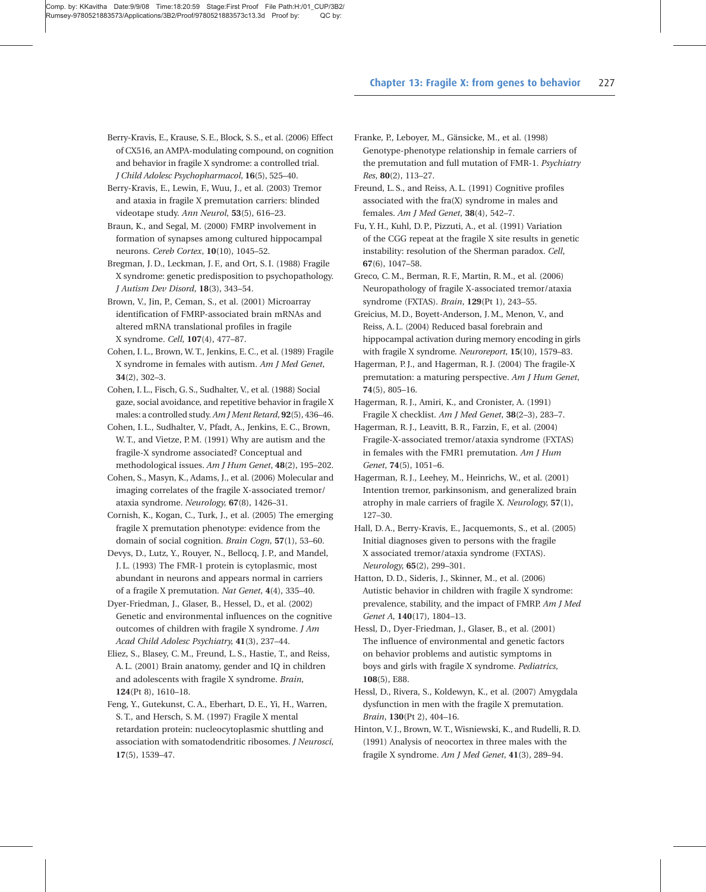Berry-Kravis, E., Krause, S. E., Block, S. S., et al. (2006) Effect of CX516, an AMPA-modulating compound, on cognition and behavior in fragile X syndrome: a controlled trial. *J Child Adolesc Psychopharmacol*, **16**(5), 525–40.

Berry-Kravis, E., Lewin, F., Wuu, J., et al. (2003) Tremor and ataxia in fragile X premutation carriers: blinded videotape study. *Ann Neurol*, **53**(5), 616–23.

Braun, K., and Segal, M. (2000) FMRP involvement in formation of synapses among cultured hippocampal neurons. *Cereb Cortex*, **10**(10), 1045–52.

Bregman, J. D., Leckman, J. F., and Ort, S. I. (1988) Fragile X syndrome: genetic predisposition to psychopathology. *J Autism Dev Disord*, **18**(3), 343–54.

Brown, V., Jin, P., Ceman, S., et al. (2001) Microarray identification of FMRP-associated brain mRNAs and altered mRNA translational profiles in fragile X syndrome. *Cell*, **107**(4), 477–87.

Cohen, I. L., Brown, W. T., Jenkins, E. C., et al. (1989) Fragile X syndrome in females with autism. *Am J Med Genet*, **34**(2), 302–3.

Cohen, I. L., Fisch, G. S., Sudhalter, V., et al. (1988) Social gaze, social avoidance, and repetitive behavior in fragile X males: a controlled study. *Am J Ment Retard*, **92**(5), 436–46.

Cohen, I. L., Sudhalter, V., Pfadt, A., Jenkins, E. C., Brown, W. T., and Vietze, P. M. (1991) Why are autism and the fragile-X syndrome associated? Conceptual and methodological issues. *Am J Hum Genet*, **48**(2), 195–202.

Cohen, S., Masyn, K., Adams, J., et al. (2006) Molecular and imaging correlates of the fragile X-associated tremor/ataxia syndrome. *Neurology*, **67**(8), 1426–31.

Cornish, K., Kogan, C., Turk, J., et al. (2005) The emerging fragile X premutation phenotype: evidence from the domain of social cognition. *Brain Cogn*, **57**(1), 53–60.

Devys, D., Lutz, Y., Rouyer, N., Bellocq, J. P., and Mandel, J. L. (1993) The FMR-1 protein is cytoplasmic, most abundant in neurons and appears normal in carriers of a fragile X premutation. *Nat Genet*, **4**(4), 335–40.

Dyer-Friedman, J., Glaser, B., Hessel, D., et al. (2002) Genetic and environmental influences on the cognitive outcomes of children with fragile X syndrome. *J Am Acad Child Adolesc Psychiatry*, **41**(3), 237–44.

Eliez, S., Blasey, C. M., Freund, L. S., Hastie, T., and Reiss, A. L. (2001) Brain anatomy, gender and IQ in children and adolescents with fragile X syndrome. *Brain*, **124**(Pt 8), 1610–18.

Feng, Y., Gutekunst, C. A., Eberhart, D. E., Yi, H., Warren, S. T., and Hersch, S. M. (1997) Fragile X mental retardation protein: nucleocytoplasmic shuttling and association with somatodendritic ribosomes. *J Neurosci*, **17**(5), 1539–47.

Franke, P., Leboyer, M., Gänsicke, M., et al. (1998) Genotype-phenotype relationship in female carriers of the premutation and full mutation of FMR-1. *Psychiatry Res*, **80**(2), 113–27.

Freund, L. S., and Reiss, A. L. (1991) Cognitive profiles associated with the fra(X) syndrome in males and females. *Am J Med Genet*, **38**(4), 542–7.

Fu, Y. H., Kuhl, D. P., Pizzuti, A., et al. (1991) Variation of the CGG repeat at the fragile X site results in genetic instability: resolution of the Sherman paradox. *Cell*, **67**(6), 1047–58.

Greco, C. M., Berman, R. F., Martin, R. M., et al. (2006) Neuropathology of fragile X-associated tremor/ataxia syndrome (FXTAS). *Brain*, **129**(Pt 1), 243–55.

Greicius, M. D., Boyett-Anderson, J. M., Menon, V., and Reiss, A. L. (2004) Reduced basal forebrain and hippocampal activation during memory encoding in girls with fragile X syndrome. *Neuroreport*, **15**(10), 1579–83.

Hagerman, P. J., and Hagerman, R. J. (2004) The fragile-X premutation: a maturing perspective. *Am J Hum Genet*, **74**(5), 805–16.

Hagerman, R. J., Amiri, K., and Cronister, A. (1991) Fragile X checklist. *Am J Med Genet*, **38**(2–3), 283–7.

Hagerman, R. J., Leavitt, B. R., Farzin, F., et al. (2004) Fragile-X-associated tremor/ataxia syndrome (FXTAS) in females with the FMR1 premutation. *Am J Hum Genet*, **74**(5), 1051–6.

Hagerman, R. J., Leehey, M., Heinrichs, W., et al. (2001) Intention tremor, parkinsonism, and generalized brain atrophy in male carriers of fragile X. *Neurology*, **57**(1), 127–30.

Hall, D. A., Berry-Kravis, E., Jacquemonts, S., et al. (2005) Initial diagnoses given to persons with the fragile X associated tremor/ataxia syndrome (FXTAS). *Neurology*, **65**(2), 299–301.

Hatton, D. D., Sideris, J., Skinner, M., et al. (2006) Autistic behavior in children with fragile X syndrome: prevalence, stability, and the impact of FMRP. *Am J Med Genet A*, **140**(17), 1804–13.

Hessl, D., Dyer-Friedman, J., Glaser, B., et al. (2001) The influence of environmental and genetic factors on behavior problems and autistic symptoms in boys and girls with fragile X syndrome. *Pediatrics*, **108**(5), E88.

Hessl, D., Rivera, S., Koldewyn, K., et al. (2007) Amygdala dysfunction in men with the fragile X premutation. *Brain*, **130**(Pt 2), 404–16.

Hinton, V. J., Brown, W. T., Wisniewski, K., and Rudelli, R. D. (1991) Analysis of neocortex in three males with the fragile X syndrome. *Am J Med Genet*, **41**(3), 289–94.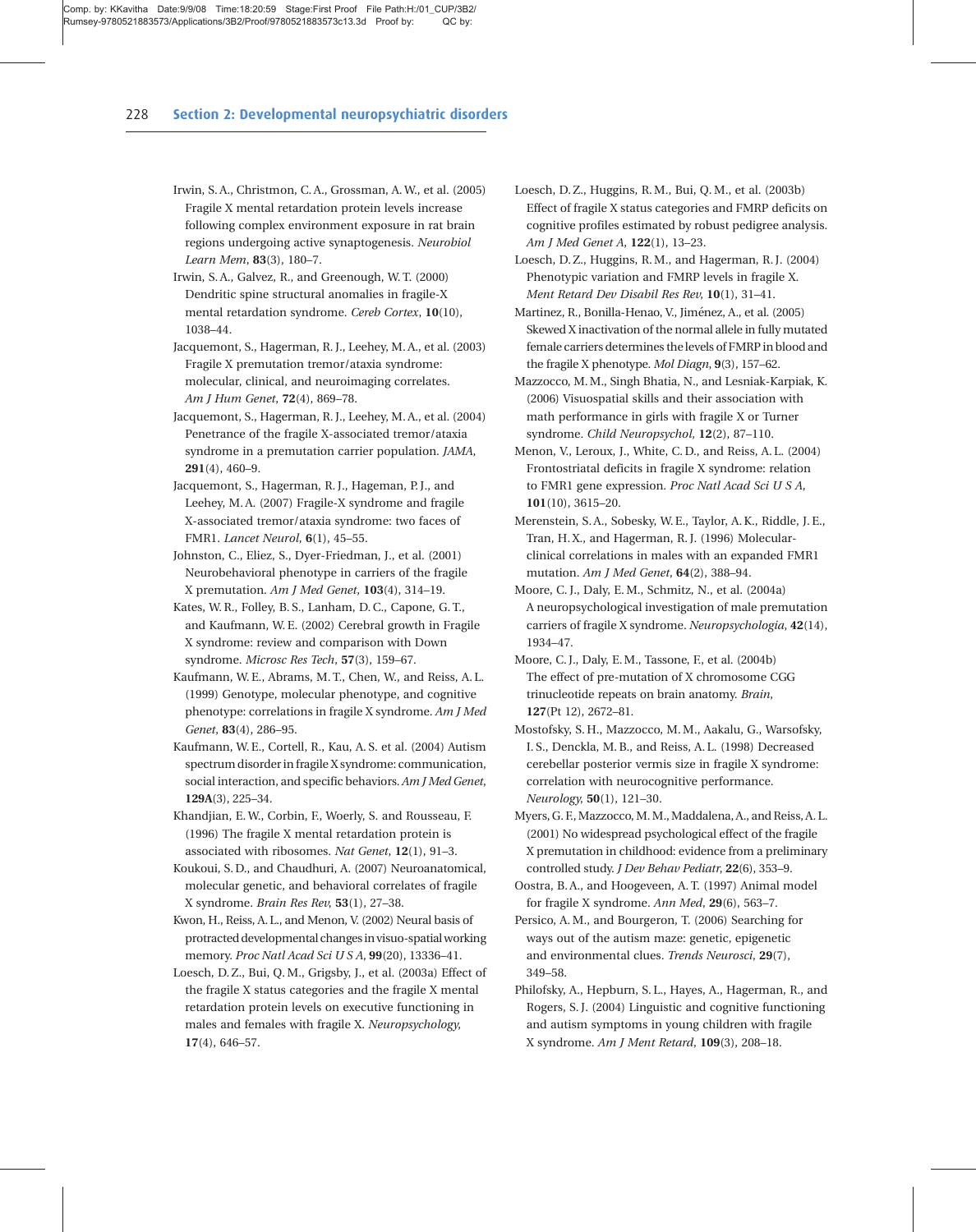Irwin, S. A., Christmon, C. A., Grossman, A. W., et al. (2005) Fragile X mental retardation protein levels increase following complex environment exposure in rat brain regions undergoing active synaptogenesis. *Neurobiol Learn Mem*, **83**(3), 180–7.

Irwin, S. A., Galvez, R., and Greenough, W. T. (2000) Dendritic spine structural anomalies in fragile-X mental retardation syndrome. *Cereb Cortex*, **10**(10), 1038–44.

Jacquemont, S., Hagerman, R. J., Leehey, M. A., et al. (2003) Fragile X premutation tremor/ataxia syndrome: molecular, clinical, and neuroimaging correlates. *Am J Hum Genet*, **72**(4), 869–78.

Jacquemont, S., Hagerman, R. J., Leehey, M. A., et al. (2004) Penetrance of the fragile X-associated tremor/ataxia syndrome in a premutation carrier population. *JAMA*, **291**(4), 460–9.

Jacquemont, S., Hagerman, R. J., Hageman, P. J., and Leehey, M. A. (2007) Fragile-X syndrome and fragile X-associated tremor/ataxia syndrome: two faces of FMR1. *Lancet Neurol*, **6**(1), 45–55.

Johnston, C., Eliez, S., Dyer-Friedman, J., et al. (2001) Neurobehavioral phenotype in carriers of the fragile X premutation. *Am J Med Genet*, **103**(4), 314–19.

Kates, W. R., Folley, B. S., Lanham, D. C., Capone, G. T., and Kaufmann, W. E. (2002) Cerebral growth in Fragile X syndrome: review and comparison with Down syndrome. *Microsc Res Tech*, **57**(3), 159–67.

Kaufmann, W. E., Abrams, M. T., Chen, W., and Reiss, A. L. (1999) Genotype, molecular phenotype, and cognitive phenotype: correlations in fragile X syndrome. *Am J Med Genet*, **83**(4), 286–95.

Kaufmann, W. E., Cortell, R., Kau, A. S. et al. (2004) Autism spectrum disorder in fragile X syndrome: communication, social interaction, and specific behaviors. *Am J Med Genet*, **129A**(3), 225–34.

Khandjian, E. W., Corbin, F., Woerly, S. and Rousseau, F. (1996) The fragile X mental retardation protein is associated with ribosomes. *Nat Genet*, **12**(1), 91–3.

Koukoui, S. D., and Chaudhuri, A. (2007) Neuroanatomical, molecular genetic, and behavioral correlates of fragile X syndrome. *Brain Res Rev*, **53**(1), 27–38.

Kwon, H., Reiss, A. L., and Menon, V. (2002) Neural basis of protracted developmental changes in visuo-spatial working memory. *Proc Natl Acad Sci U S A*, **99**(20), 13336–41.

Loesch, D. Z., Bui, Q. M., Grigsby, J., et al. (2003a) Effect of the fragile X status categories and the fragile X mental retardation protein levels on executive functioning in males and females with fragile X. *Neuropsychology*, **17**(4), 646–57.

Loesch, D. Z., Huggins, R. M., Bui, Q. M., et al. (2003b) Effect of fragile X status categories and FMRP deficits on cognitive profiles estimated by robust pedigree analysis. *Am J Med Genet A*, **122**(1), 13–23.

Loesch, D. Z., Huggins, R. M., and Hagerman, R. J. (2004) Phenotypic variation and FMRP levels in fragile X. *Ment Retard Dev Disabil Res Rev*, **10**(1), 31–41.

Martinez, R., Bonilla-Henao, V., Jiménez, A., et al. (2005) Skewed X inactivation of the normal allele in fully mutated female carriers determines the levels of FMRP in blood and the fragile X phenotype. *Mol Diagn*, **9**(3), 157–62.

Mazzocco, M. M., Singh Bhatia, N., and Lesniak-Karpiak, K. (2006) Visuospatial skills and their association with math performance in girls with fragile X or Turner syndrome. *Child Neuropsychol*, **12**(2), 87–110.

Menon, V., Leroux, J., White, C. D., and Reiss, A. L. (2004) Frontostriatal deficits in fragile X syndrome: relation to FMR1 gene expression. *Proc Natl Acad Sci U S A*, **101**(10), 3615–20.

Merenstein, S. A., Sobesky, W. E., Taylor, A. K., Riddle, J. E., Tran, H. X., and Hagerman, R. J. (1996) Molecular-clinical correlations in males with an expanded FMR1 mutation. *Am J Med Genet*, **64**(2), 388–94.

Moore, C. J., Daly, E. M., Schmitz, N., et al. (2004a) A neuropsychological investigation of male premutation carriers of fragile X syndrome. *Neuropsychologia*, **42**(14), 1934–47.

Moore, C. J., Daly, E. M., Tassone, F., et al. (2004b) The effect of pre-mutation of X chromosome CGG trinucleotide repeats on brain anatomy. *Brain*, **127**(Pt 12), 2672–81.

Mostofsky, S. H., Mazzocco, M. M., Aakalu, G., Warsofsky, I. S., Denckla, M. B., and Reiss, A. L. (1998) Decreased cerebellar posterior vermis size in fragile X syndrome: correlation with neurocognitive performance. *Neurology*, **50**(1), 121–30.

Myers, G. F., Mazzocco, M. M., Maddalena, A., and Reiss, A. L. (2001) No widespread psychological effect of the fragile X premutation in childhood: evidence from a preliminary controlled study. *J Dev Behav Pediatr*, **22**(6), 353–9.

Oostra, B. A., and Hoogeveen, A. T. (1997) Animal model for fragile X syndrome. *Ann Med*, **29**(6), 563–7.

Persico, A. M., and Bourgeron, T. (2006) Searching for ways out of the autism maze: genetic, epigenetic and environmental clues. *Trends Neurosci*, **29**(7), 349–58.

Philofsky, A., Hepburn, S. L., Hayes, A., Hagerman, R., and Rogers, S. J. (2004) Linguistic and cognitive functioning and autism symptoms in young children with fragile X syndrome. *Am J Ment Retard*, **109**(3), 208–18.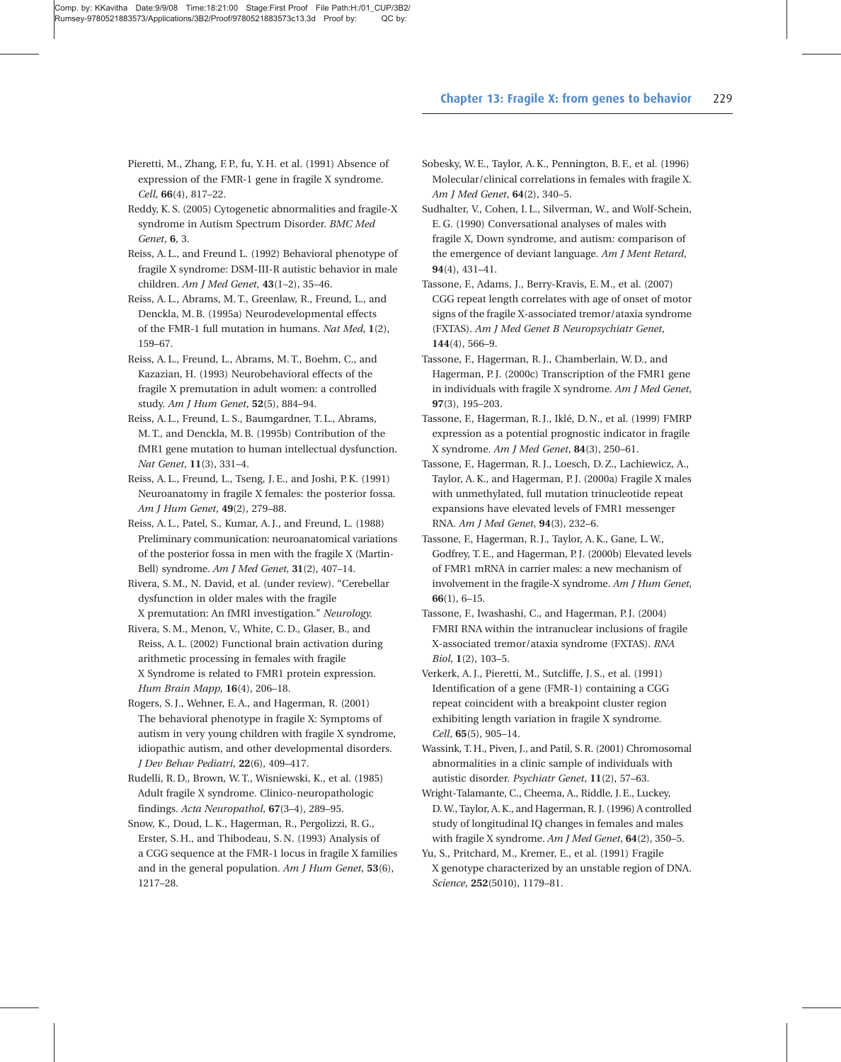Pieretti, M., Zhang, F. P., fu, Y. H. et al. (1991) Absence of expression of the FMR-1 gene in fragile X syndrome. *Cell*, **66**(4), 817–22.

Reddy, K. S. (2005) Cytogenetic abnormalities and fragile-X syndrome in Autism Spectrum Disorder. *BMC Med Genet*, **6**, 3.

Reiss, A. L., and Freund L. (1992) Behavioral phenotype of fragile X syndrome: DSM-III-R autistic behavior in male children. *Am J Med Genet*, **43**(1–2), 35–46.

Reiss, A. L., Abrams, M. T., Greenlaw, R., Freund, L., and Denckla, M. B. (1995a) Neurodevelopmental effects of the FMR-1 full mutation in humans. *Nat Med*, **1**(2), 159–67.

Reiss, A. L., Freund, L., Abrams, M. T., Boehm, C., and Kazazian, H. (1993) Neurobehavioral effects of the fragile X premutation in adult women: a controlled study. *Am J Hum Genet*, **52**(5), 884–94.

Reiss, A. L., Freund, L. S., Baumgardner, T. L., Abrams, M. T., and Denckla, M. B. (1995b) Contribution of the fMR1 gene mutation to human intellectual dysfunction. *Nat Genet*, **11**(3), 331–4.

Reiss, A. L., Freund, L., Tseng, J. E., and Joshi, P. K. (1991) Neuroanatomy in fragile X females: the posterior fossa. *Am J Hum Genet*, **49**(2), 279–88.

Reiss, A. L., Patel, S., Kumar, A. J., and Freund, L. (1988) Preliminary communication: neuroanatomical variations of the posterior fossa in men with the fragile X (Martin-Bell) syndrome. *Am J Med Genet*, **31**(2), 407–14.

Rivera, S. M., N. David, et al. (under review). "Cerebellar dysfunction in older males with the fragile X premutation: An fMRI investigation." *Neurology*.

Rivera, S. M., Menon, V., White, C. D., Glaser, B., and Reiss, A. L. (2002) Functional brain activation during arithmetic processing in females with fragile X Syndrome is related to FMR1 protein expression. *Hum Brain Mapp*, **16**(4), 206–18.

Rogers, S. J., Wehner, E. A., and Hagerman, R. (2001) The behavioral phenotype in fragile X: Symptoms of autism in very young children with fragile X syndrome, idiopathic autism, and other developmental disorders. *J Dev Behav Pediatri*, **22**(6), 409–417.

Rudelli, R. D., Brown, W. T., Wisniewski, K., et al. (1985) Adult fragile X syndrome. Clinico-neuropathologic findings. *Acta Neuropathol*, **67**(3–4), 289–95.

Snow, K., Doud, L. K., Hagerman, R., Pergolizzi, R. G., Erster, S. H., and Thibodeau, S. N. (1993) Analysis of a CGG sequence at the FMR-1 locus in fragile X families and in the general population. *Am J Hum Genet*, **53**(6), 1217–28.

Sobesky, W. E., Taylor, A. K., Pennington, B. F., et al. (1996) Molecular/clinical correlations in females with fragile X. *Am J Med Genet*, **64**(2), 340–5.

Sudhalter, V., Cohen, I. L., Silverman, W., and Wolf-Schein, E. G. (1990) Conversational analyses of males with fragile X, Down syndrome, and autism: comparison of the emergence of deviant language. *Am J Ment Retard*, **94**(4), 431–41.

Tassone, F., Adams, J., Berry-Kravis, E. M., et al. (2007) CGG repeat length correlates with age of onset of motor signs of the fragile X-associated tremor/ataxia syndrome (FXTAS). *Am J Med Genet B Neuropsychiatr Genet*, **144**(4), 566–9.

Tassone, F., Hagerman, R. J., Chamberlain, W. D., and Hagerman, P. J. (2000c) Transcription of the FMR1 gene in individuals with fragile X syndrome. *Am J Med Genet*, **97**(3), 195–203.

Tassone, F., Hagerman, R. J., Iklé, D. N., et al. (1999) FMRP expression as a potential prognostic indicator in fragile X syndrome. *Am J Med Genet*, **84**(3), 250–61.

Tassone, F., Hagerman, R. J., Loesch, D. Z., Lachiewicz, A., Taylor, A. K., and Hagerman, P. J. (2000a) Fragile X males with unmethylated, full mutation trinucleotide repeat expansions have elevated levels of FMR1 messenger RNA. *Am J Med Genet*, **94**(3), 232–6.

Tassone, F., Hagerman, R. J., Taylor, A. K., Gane, L. W., Godfrey, T. E., and Hagerman, P. J. (2000b) Elevated levels of FMR1 mRNA in carrier males: a new mechanism of involvement in the fragile-X syndrome. *Am J Hum Genet*, **66**(1), 6–15.

Tassone, F., Iwashashi, C., and Hagerman, P. J. (2004) FMRI RNA within the intranuclear inclusions of fragile X-associated tremor/ataxia syndrome (FXTAS). *RNA Biol*, **1**(2), 103–5.

Verkerk, A. J., Pieretti, M., Sutcliffe, J. S., et al. (1991) Identification of a gene (FMR-1) containing a CGG repeat coincident with a breakpoint cluster region exhibiting length variation in fragile X syndrome. *Cell*, **65**(5), 905–14.

Wassink, T. H., Piven, J., and Patil, S. R. (2001) Chromosomal abnormalities in a clinic sample of individuals with autistic disorder. *Psychiatr Genet*, **11**(2), 57–63.

Wright-Talamante, C., Cheema, A., Riddle, J. E., Luckey, D. W., Taylor, A. K., and Hagerman, R. J. (1996) A controlled study of longitudinal IQ changes in females and males with fragile X syndrome. *Am J Med Genet*, **64**(2), 350–5.

Yu, S., Pritchard, M., Kremer, E., et al. (1991) Fragile X genotype characterized by an unstable region of DNA. *Science*, **252**(5010), 1179–81.